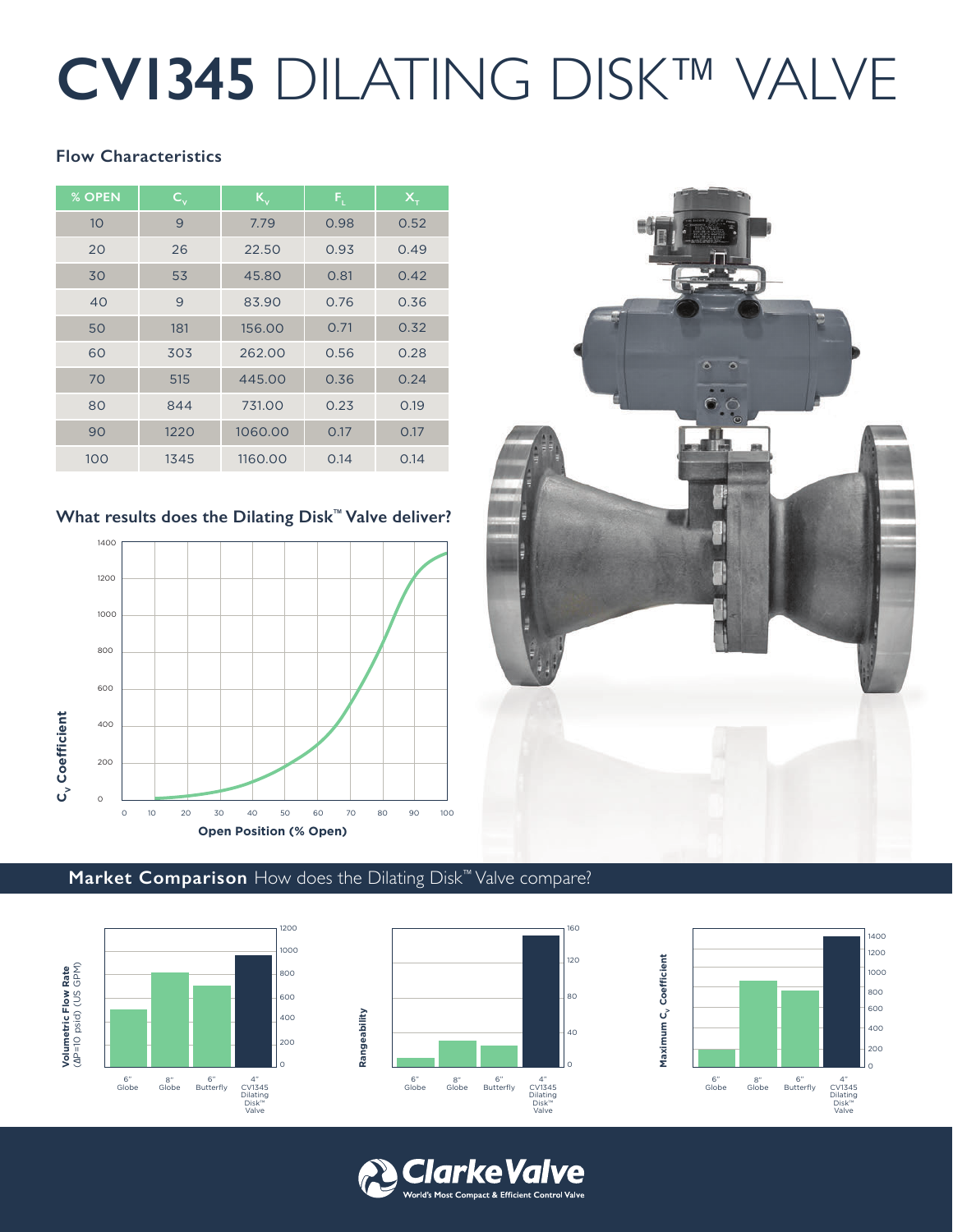# CV1345 DILATING DISK™ VALVE

### Flow Characteristics

| % OPEN | $C_V$ | $K_V$ | $F_L$ | $X_T$ |
|---|---|---|---|---|
| 10 | 9 | 7.79 | 0.98 | 0.52 |
| 20 | 26 | 22.50 | 0.93 | 0.49 |
| 30 | 53 | 45.80 | 0.81 | 0.42 |
| 40 | 9 | 83.90 | 0.76 | 0.36 |
| 50 | 181 | 156.00 | 0.71 | 0.32 |
| 60 | 303 | 262.00 | 0.56 | 0.28 |
| 70 | 515 | 445.00 | 0.36 | 0.24 |
| 80 | 844 | 731.00 | 0.23 | 0.19 |
| 90 | 1220 | 1060.00 | 0.17 | 0.17 |
| 100 | 1345 | 1160.00 | 0.14 | 0.14 |

### What results does the Dilating Disk™ Valve deliver?

$C_V$ Coefficient vs. Open Position (% Open)

## Market Comparison How does the Dilating Disk™ Valve compare?

Volumetric Flow Rate (ΔP=10 psid) (US GPM) — 6" Globe, 8" Globe, 6" Butterfly, 4" CV1345 Dilating Disk™ Valve

Rangeability — 6" Globe, 8" Globe, 6" Butterfly, 4" CV1345 Dilating Disk™ Valve

Maximum $C_V$ Coefficient — 6" Globe, 8" Globe, 6" Butterfly, 4" CV1345 Dilating Disk™ Valve

ClarkeValve
World's Most Compact & Efficient Control Valve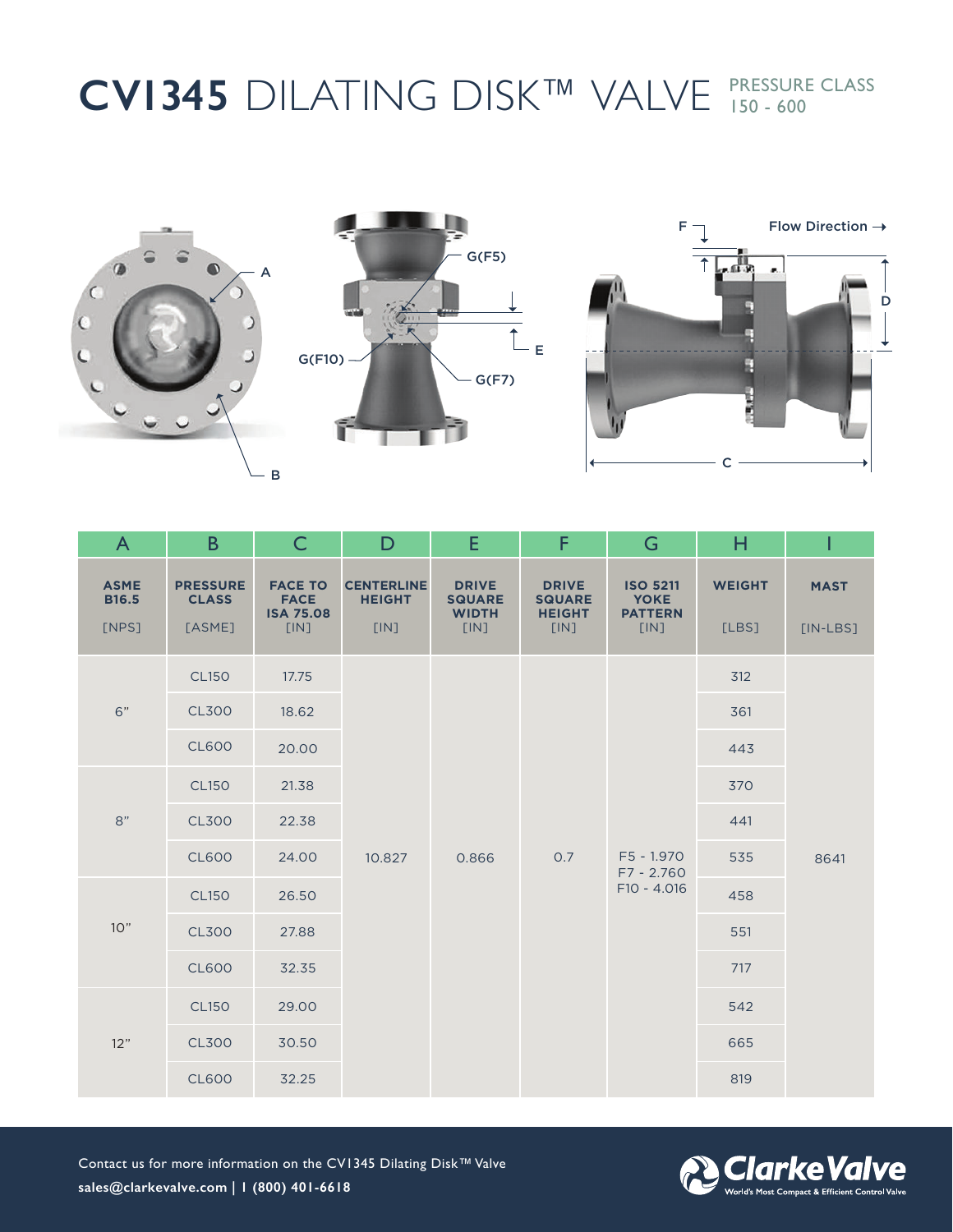# CV1345 DILATING DISK™ VALVE

PRESSURE CLASS 150 - 600

F
Flow Direction →
A
G(F5)
D
E
G(F10)
G(F7)
B
C

| A | B | C | D | E | F | G | H | I |
|---|---|---|---|---|---|---|---|---|
| **ASME B16.5** [NPS] | **PRESSURE CLASS** [ASME] | **FACE TO FACE ISA 75.08** [IN] | **CENTERLINE HEIGHT** [IN] | **DRIVE SQUARE WIDTH** [IN] | **DRIVE SQUARE HEIGHT** [IN] | **ISO 5211 YOKE PATTERN** [IN] | **WEIGHT** [LBS] | **MAST** [IN-LBS] |
| 6" | CL150 | 17.75 | 10.827 | 0.866 | 0.7 | F5 - 1.970 F7 - 2.760 F10 - 4.016 | 312 | 8641 |
| | CL300 | 18.62 | | | | | 361 | |
| | CL600 | 20.00 | | | | | 443 | |
| 8" | CL150 | 21.38 | | | | | 370 | |
| | CL300 | 22.38 | | | | | 441 | |
| | CL600 | 24.00 | | | | | 535 | |
| 10" | CL150 | 26.50 | | | | | 458 | |
| | CL300 | 27.88 | | | | | 551 | |
| | CL600 | 32.35 | | | | | 717 | |
| 12" | CL150 | 29.00 | | | | | 542 | |
| | CL300 | 30.50 | | | | | 665 | |
| | CL600 | 32.25 | | | | | 819 | |

Contact us for more information on the CV1345 Dilating Disk™ Valve

**sales@clarkevalve.com | 1 (800) 401-6618**

ClarkeValve
World's Most Compact & Efficient Control Valve